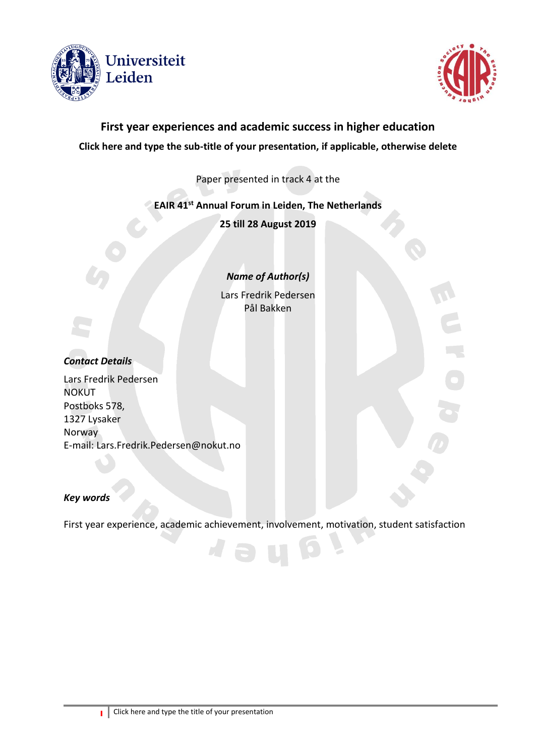# First year experiences and academic success in higher education

**Click here and type the sub-title of your presentation, if applicable, otherwise delete**

Paper presented in track 4 at the

**EAIR 41st Annual Forum in Leiden, The Netherlands**

**25 till 28 August 2019**

***Name of Author(s)***

Lars Fredrik Pedersen
Pål Bakken

***Contact Details***

Lars Fredrik Pedersen
NOKUT
Postboks 578,
1327 Lysaker
Norway
E-mail: Lars.Fredrik.Pedersen@nokut.no

***Key words***

First year experience, academic achievement, involvement, motivation, student satisfaction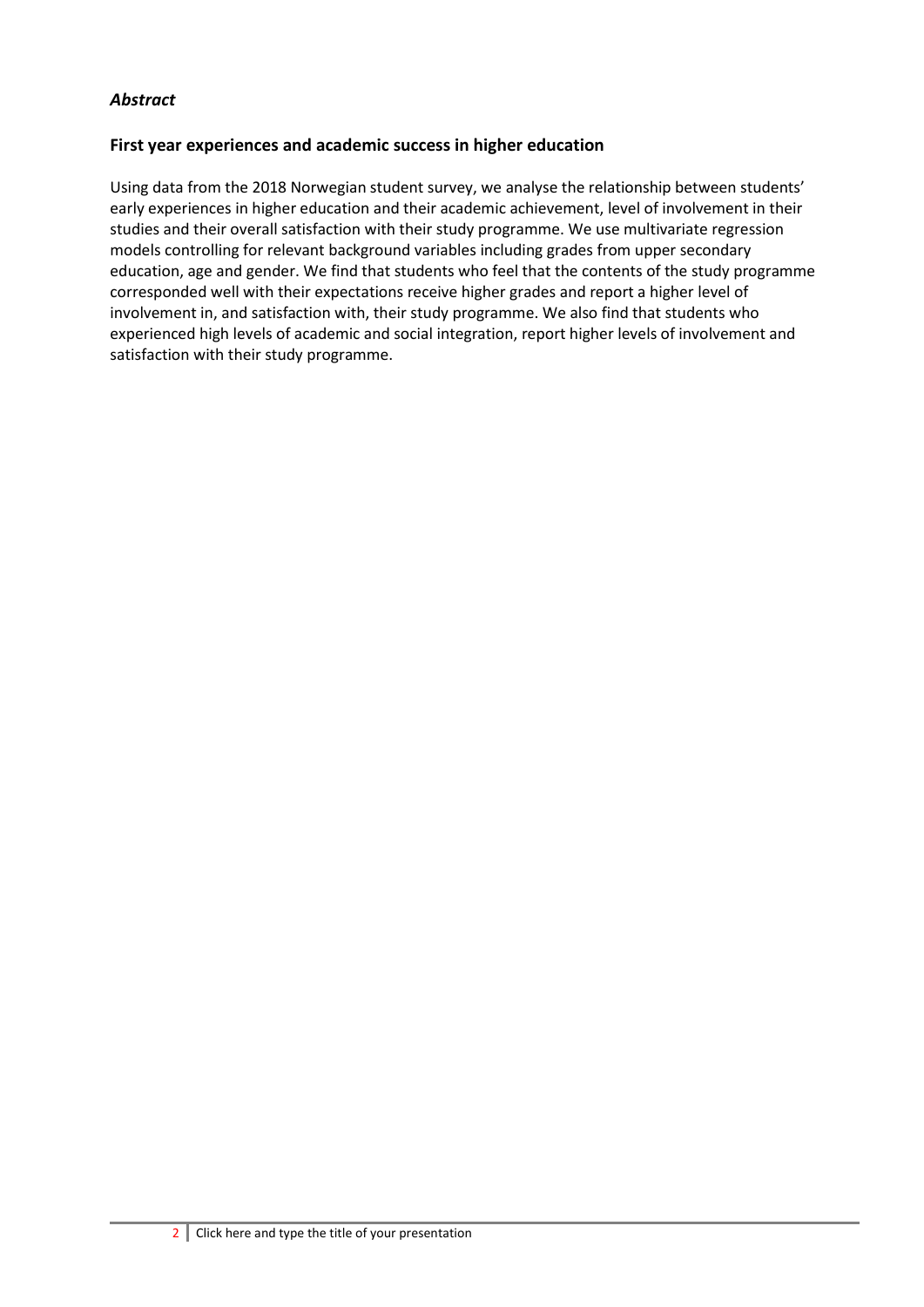*Abstract*

**First year experiences and academic success in higher education**

Using data from the 2018 Norwegian student survey, we analyse the relationship between students' early experiences in higher education and their academic achievement, level of involvement in their studies and their overall satisfaction with their study programme. We use multivariate regression models controlling for relevant background variables including grades from upper secondary education, age and gender. We find that students who feel that the contents of the study programme corresponded well with their expectations receive higher grades and report a higher level of involvement in, and satisfaction with, their study programme. We also find that students who experienced high levels of academic and social integration, report higher levels of involvement and satisfaction with their study programme.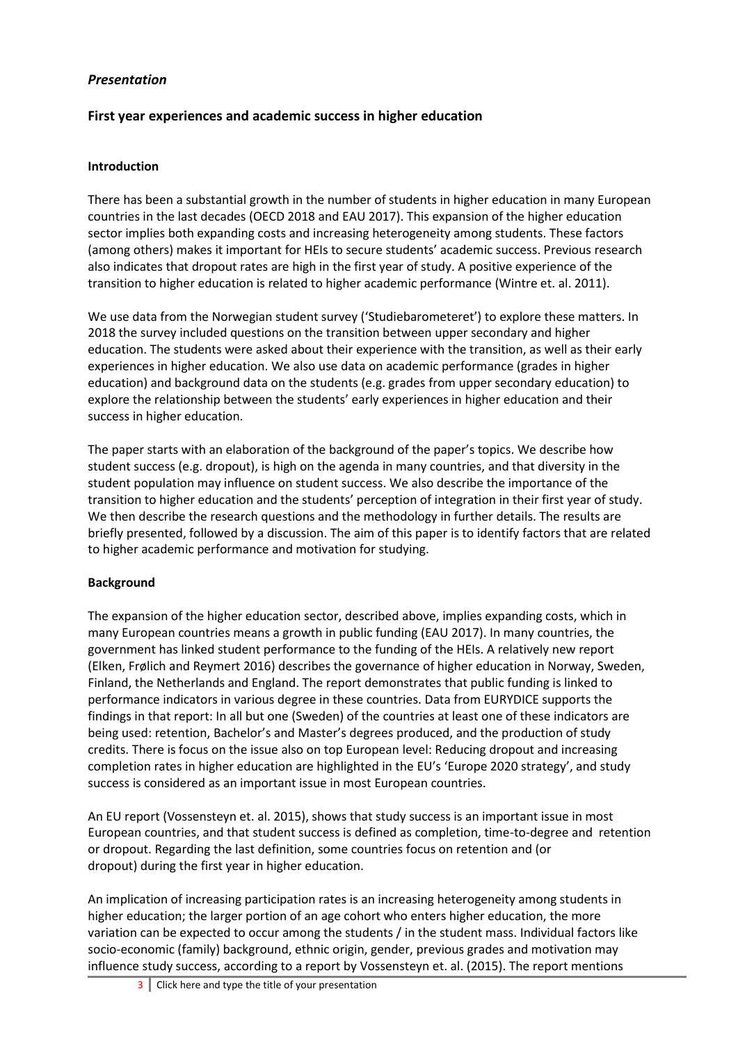*Presentation*

## First year experiences and academic success in higher education

### Introduction

There has been a substantial growth in the number of students in higher education in many European countries in the last decades (OECD 2018 and EAU 2017). This expansion of the higher education sector implies both expanding costs and increasing heterogeneity among students. These factors (among others) makes it important for HEIs to secure students' academic success. Previous research also indicates that dropout rates are high in the first year of study. A positive experience of the transition to higher education is related to higher academic performance (Wintre et. al. 2011).

We use data from the Norwegian student survey ('Studiebarometeret') to explore these matters. In 2018 the survey included questions on the transition between upper secondary and higher education. The students were asked about their experience with the transition, as well as their early experiences in higher education. We also use data on academic performance (grades in higher education) and background data on the students (e.g. grades from upper secondary education) to explore the relationship between the students' early experiences in higher education and their success in higher education.

The paper starts with an elaboration of the background of the paper's topics. We describe how student success (e.g. dropout), is high on the agenda in many countries, and that diversity in the student population may influence on student success. We also describe the importance of the transition to higher education and the students' perception of integration in their first year of study. We then describe the research questions and the methodology in further details. The results are briefly presented, followed by a discussion. The aim of this paper is to identify factors that are related to higher academic performance and motivation for studying.

### Background

The expansion of the higher education sector, described above, implies expanding costs, which in many European countries means a growth in public funding (EAU 2017). In many countries, the government has linked student performance to the funding of the HEIs. A relatively new report (Elken, Frølich and Reymert 2016) describes the governance of higher education in Norway, Sweden, Finland, the Netherlands and England. The report demonstrates that public funding is linked to performance indicators in various degree in these countries. Data from EURYDICE supports the findings in that report: In all but one (Sweden) of the countries at least one of these indicators are being used: retention, Bachelor's and Master's degrees produced, and the production of study credits. There is focus on the issue also on top European level: Reducing dropout and increasing completion rates in higher education are highlighted in the EU's 'Europe 2020 strategy', and study success is considered as an important issue in most European countries.

An EU report (Vossensteyn et. al. 2015), shows that study success is an important issue in most European countries, and that student success is defined as completion, time-to-degree and retention or dropout. Regarding the last definition, some countries focus on retention and (or dropout) during the first year in higher education.

An implication of increasing participation rates is an increasing heterogeneity among students in higher education; the larger portion of an age cohort who enters higher education, the more variation can be expected to occur among the students / in the student mass. Individual factors like socio-economic (family) background, ethnic origin, gender, previous grades and motivation may influence study success, according to a report by Vossensteyn et. al. (2015). The report mentions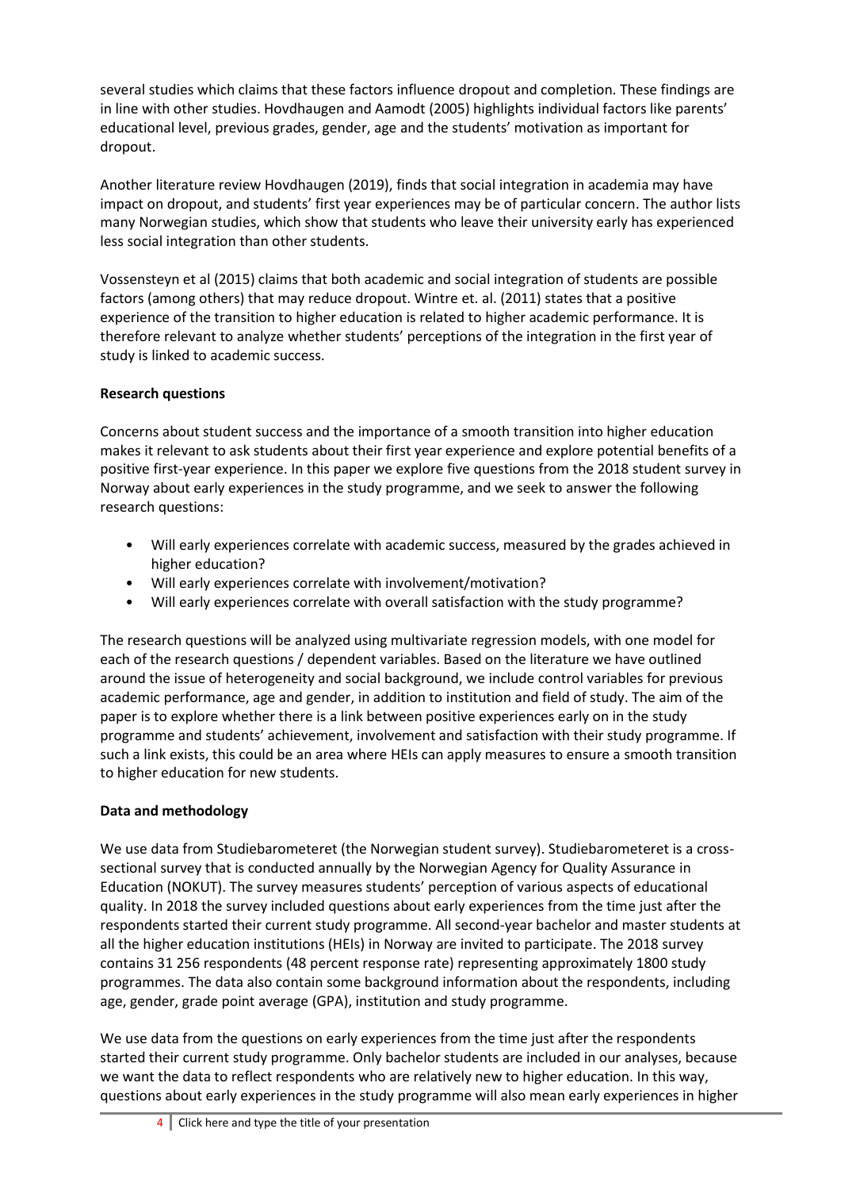several studies which claims that these factors influence dropout and completion. These findings are in line with other studies. Hovdhaugen and Aamodt (2005) highlights individual factors like parents' educational level, previous grades, gender, age and the students' motivation as important for dropout.

Another literature review Hovdhaugen (2019), finds that social integration in academia may have impact on dropout, and students' first year experiences may be of particular concern. The author lists many Norwegian studies, which show that students who leave their university early has experienced less social integration than other students.

Vossensteyn et al (2015) claims that both academic and social integration of students are possible factors (among others) that may reduce dropout. Wintre et. al. (2011) states that a positive experience of the transition to higher education is related to higher academic performance. It is therefore relevant to analyze whether students' perceptions of the integration in the first year of study is linked to academic success.

**Research questions**

Concerns about student success and the importance of a smooth transition into higher education makes it relevant to ask students about their first year experience and explore potential benefits of a positive first-year experience. In this paper we explore five questions from the 2018 student survey in Norway about early experiences in the study programme, and we seek to answer the following research questions:

- Will early experiences correlate with academic success, measured by the grades achieved in higher education?
- Will early experiences correlate with involvement/motivation?
- Will early experiences correlate with overall satisfaction with the study programme?

The research questions will be analyzed using multivariate regression models, with one model for each of the research questions / dependent variables. Based on the literature we have outlined around the issue of heterogeneity and social background, we include control variables for previous academic performance, age and gender, in addition to institution and field of study. The aim of the paper is to explore whether there is a link between positive experiences early on in the study programme and students' achievement, involvement and satisfaction with their study programme. If such a link exists, this could be an area where HEIs can apply measures to ensure a smooth transition to higher education for new students.

**Data and methodology**

We use data from Studiebarometeret (the Norwegian student survey). Studiebarometeret is a cross-sectional survey that is conducted annually by the Norwegian Agency for Quality Assurance in Education (NOKUT). The survey measures students' perception of various aspects of educational quality. In 2018 the survey included questions about early experiences from the time just after the respondents started their current study programme. All second-year bachelor and master students at all the higher education institutions (HEIs) in Norway are invited to participate. The 2018 survey contains 31 256 respondents (48 percent response rate) representing approximately 1800 study programmes. The data also contain some background information about the respondents, including age, gender, grade point average (GPA), institution and study programme.

We use data from the questions on early experiences from the time just after the respondents started their current study programme. Only bachelor students are included in our analyses, because we want the data to reflect respondents who are relatively new to higher education. In this way, questions about early experiences in the study programme will also mean early experiences in higher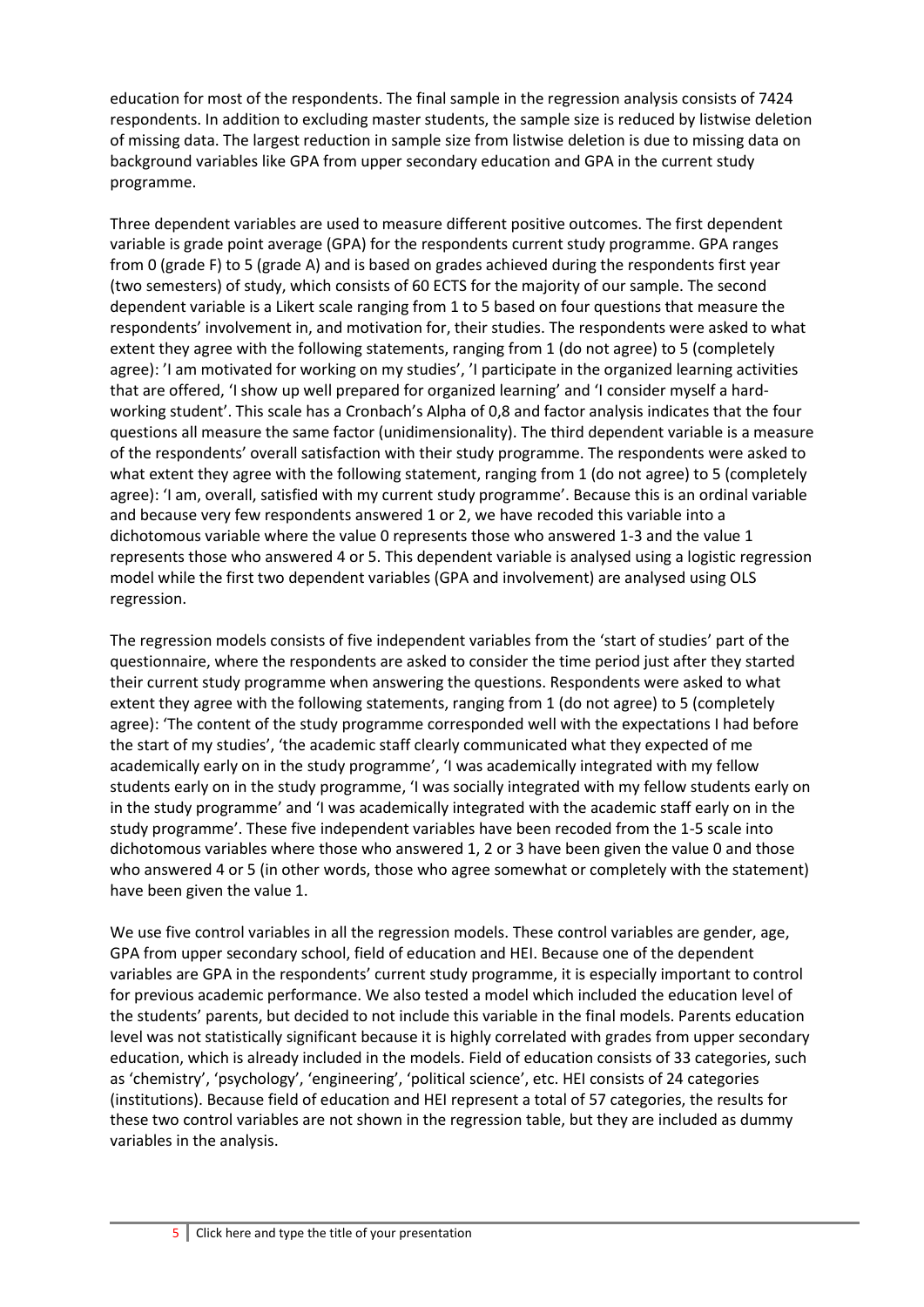education for most of the respondents. The final sample in the regression analysis consists of 7424 respondents. In addition to excluding master students, the sample size is reduced by listwise deletion of missing data. The largest reduction in sample size from listwise deletion is due to missing data on background variables like GPA from upper secondary education and GPA in the current study programme.

Three dependent variables are used to measure different positive outcomes. The first dependent variable is grade point average (GPA) for the respondents current study programme. GPA ranges from 0 (grade F) to 5 (grade A) and is based on grades achieved during the respondents first year (two semesters) of study, which consists of 60 ECTS for the majority of our sample. The second dependent variable is a Likert scale ranging from 1 to 5 based on four questions that measure the respondents' involvement in, and motivation for, their studies. The respondents were asked to what extent they agree with the following statements, ranging from 1 (do not agree) to 5 (completely agree): 'I am motivated for working on my studies', 'I participate in the organized learning activities that are offered, 'I show up well prepared for organized learning' and 'I consider myself a hard-working student'. This scale has a Cronbach's Alpha of 0,8 and factor analysis indicates that the four questions all measure the same factor (unidimensionality). The third dependent variable is a measure of the respondents' overall satisfaction with their study programme. The respondents were asked to what extent they agree with the following statement, ranging from 1 (do not agree) to 5 (completely agree): 'I am, overall, satisfied with my current study programme'. Because this is an ordinal variable and because very few respondents answered 1 or 2, we have recoded this variable into a dichotomous variable where the value 0 represents those who answered 1-3 and the value 1 represents those who answered 4 or 5. This dependent variable is analysed using a logistic regression model while the first two dependent variables (GPA and involvement) are analysed using OLS regression.

The regression models consists of five independent variables from the 'start of studies' part of the questionnaire, where the respondents are asked to consider the time period just after they started their current study programme when answering the questions. Respondents were asked to what extent they agree with the following statements, ranging from 1 (do not agree) to 5 (completely agree): 'The content of the study programme corresponded well with the expectations I had before the start of my studies', 'the academic staff clearly communicated what they expected of me academically early on in the study programme', 'I was academically integrated with my fellow students early on in the study programme, 'I was socially integrated with my fellow students early on in the study programme' and 'I was academically integrated with the academic staff early on in the study programme'. These five independent variables have been recoded from the 1-5 scale into dichotomous variables where those who answered 1, 2 or 3 have been given the value 0 and those who answered 4 or 5 (in other words, those who agree somewhat or completely with the statement) have been given the value 1.

We use five control variables in all the regression models. These control variables are gender, age, GPA from upper secondary school, field of education and HEI. Because one of the dependent variables are GPA in the respondents' current study programme, it is especially important to control for previous academic performance. We also tested a model which included the education level of the students' parents, but decided to not include this variable in the final models. Parents education level was not statistically significant because it is highly correlated with grades from upper secondary education, which is already included in the models. Field of education consists of 33 categories, such as 'chemistry', 'psychology', 'engineering', 'political science', etc. HEI consists of 24 categories (institutions). Because field of education and HEI represent a total of 57 categories, the results for these two control variables are not shown in the regression table, but they are included as dummy variables in the analysis.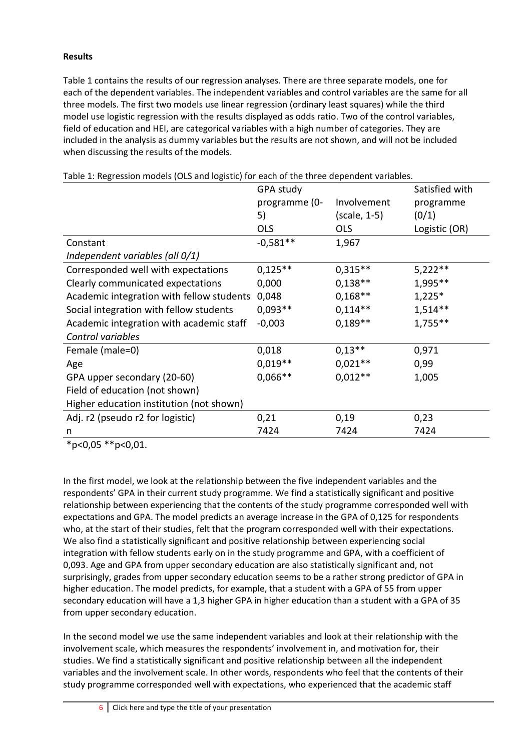**Results**

Table 1 contains the results of our regression analyses. There are three separate models, one for each of the dependent variables. The independent variables and control variables are the same for all three models. The first two models use linear regression (ordinary least squares) while the third model use logistic regression with the results displayed as odds ratio. Two of the control variables, field of education and HEI, are categorical variables with a high number of categories. They are included in the analysis as dummy variables but the results are not shown, and will not be included when discussing the results of the models.

Table 1: Regression models (OLS and logistic) for each of the three dependent variables.

| | GPA study programme (0-5) OLS | Involvement (scale, 1-5) OLS | Satisfied with programme (0/1) Logistic (OR) |
|---|---|---|---|
| Constant | -0,581** | 1,967 | |
| *Independent variables (all 0/1)* | | | |
| Corresponded well with expectations | 0,125** | 0,315** | 5,222** |
| Clearly communicated expectations | 0,000 | 0,138** | 1,995** |
| Academic integration with fellow students | 0,048 | 0,168** | 1,225* |
| Social integration with fellow students | 0,093** | 0,114** | 1,514** |
| Academic integration with academic staff | -0,003 | 0,189** | 1,755** |
| *Control variables* | | | |
| Female (male=0) | 0,018 | 0,13** | 0,971 |
| Age | 0,019** | 0,021** | 0,99 |
| GPA upper secondary (20-60) | 0,066** | 0,012** | 1,005 |
| Field of education (not shown) | | | |
| Higher education institution (not shown) | | | |
| Adj. r2 (pseudo r2 for logistic) | 0,21 | 0,19 | 0,23 |
| n | 7424 | 7424 | 7424 |

*p<0,05 **p<0,01.

In the first model, we look at the relationship between the five independent variables and the respondents' GPA in their current study programme. We find a statistically significant and positive relationship between experiencing that the contents of the study programme corresponded well with expectations and GPA. The model predicts an average increase in the GPA of 0,125 for respondents who, at the start of their studies, felt that the program corresponded well with their expectations. We also find a statistically significant and positive relationship between experiencing social integration with fellow students early on in the study programme and GPA, with a coefficient of 0,093. Age and GPA from upper secondary education are also statistically significant and, not surprisingly, grades from upper secondary education seems to be a rather strong predictor of GPA in higher education. The model predicts, for example, that a student with a GPA of 55 from upper secondary education will have a 1,3 higher GPA in higher education than a student with a GPA of 35 from upper secondary education.

In the second model we use the same independent variables and look at their relationship with the involvement scale, which measures the respondents' involvement in, and motivation for, their studies. We find a statistically significant and positive relationship between all the independent variables and the involvement scale. In other words, respondents who feel that the contents of their study programme corresponded well with expectations, who experienced that the academic staff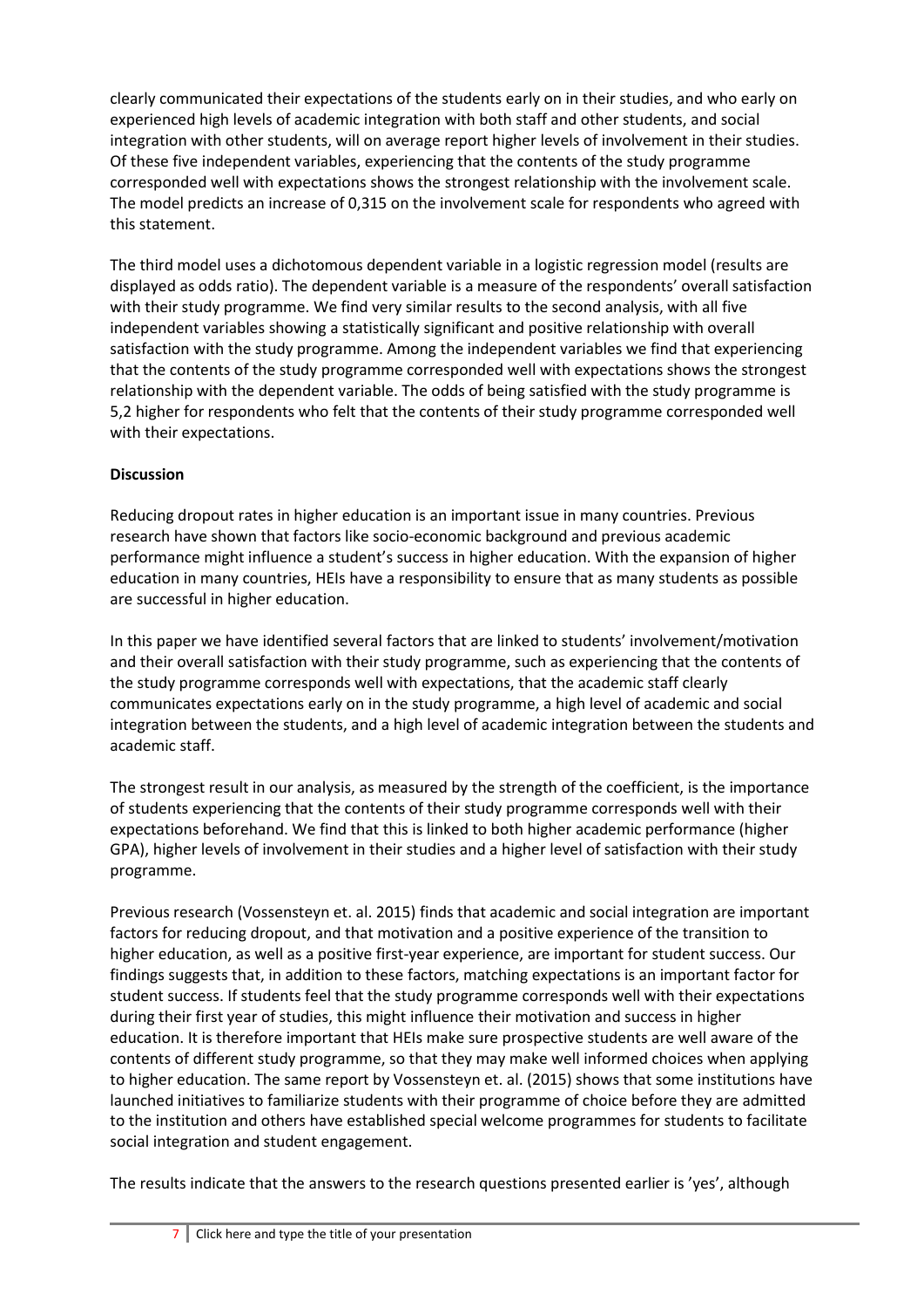clearly communicated their expectations of the students early on in their studies, and who early on experienced high levels of academic integration with both staff and other students, and social integration with other students, will on average report higher levels of involvement in their studies. Of these five independent variables, experiencing that the contents of the study programme corresponded well with expectations shows the strongest relationship with the involvement scale. The model predicts an increase of 0,315 on the involvement scale for respondents who agreed with this statement.

The third model uses a dichotomous dependent variable in a logistic regression model (results are displayed as odds ratio). The dependent variable is a measure of the respondents' overall satisfaction with their study programme. We find very similar results to the second analysis, with all five independent variables showing a statistically significant and positive relationship with overall satisfaction with the study programme. Among the independent variables we find that experiencing that the contents of the study programme corresponded well with expectations shows the strongest relationship with the dependent variable. The odds of being satisfied with the study programme is 5,2 higher for respondents who felt that the contents of their study programme corresponded well with their expectations.

**Discussion**

Reducing dropout rates in higher education is an important issue in many countries. Previous research have shown that factors like socio-economic background and previous academic performance might influence a student's success in higher education. With the expansion of higher education in many countries, HEIs have a responsibility to ensure that as many students as possible are successful in higher education.

In this paper we have identified several factors that are linked to students' involvement/motivation and their overall satisfaction with their study programme, such as experiencing that the contents of the study programme corresponds well with expectations, that the academic staff clearly communicates expectations early on in the study programme, a high level of academic and social integration between the students, and a high level of academic integration between the students and academic staff.

The strongest result in our analysis, as measured by the strength of the coefficient, is the importance of students experiencing that the contents of their study programme corresponds well with their expectations beforehand. We find that this is linked to both higher academic performance (higher GPA), higher levels of involvement in their studies and a higher level of satisfaction with their study programme.

Previous research (Vossensteyn et. al. 2015) finds that academic and social integration are important factors for reducing dropout, and that motivation and a positive experience of the transition to higher education, as well as a positive first-year experience, are important for student success. Our findings suggests that, in addition to these factors, matching expectations is an important factor for student success. If students feel that the study programme corresponds well with their expectations during their first year of studies, this might influence their motivation and success in higher education. It is therefore important that HEIs make sure prospective students are well aware of the contents of different study programme, so that they may make well informed choices when applying to higher education. The same report by Vossensteyn et. al. (2015) shows that some institutions have launched initiatives to familiarize students with their programme of choice before they are admitted to the institution and others have established special welcome programmes for students to facilitate social integration and student engagement.

The results indicate that the answers to the research questions presented earlier is 'yes', although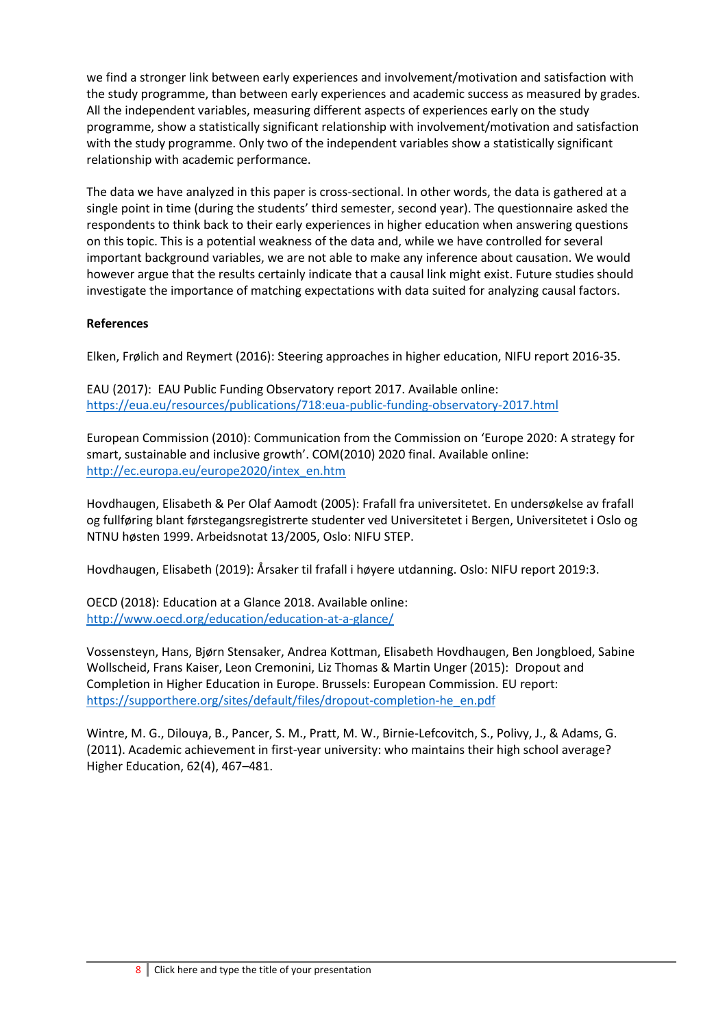we find a stronger link between early experiences and involvement/motivation and satisfaction with the study programme, than between early experiences and academic success as measured by grades. All the independent variables, measuring different aspects of experiences early on the study programme, show a statistically significant relationship with involvement/motivation and satisfaction with the study programme. Only two of the independent variables show a statistically significant relationship with academic performance.

The data we have analyzed in this paper is cross-sectional. In other words, the data is gathered at a single point in time (during the students' third semester, second year). The questionnaire asked the respondents to think back to their early experiences in higher education when answering questions on this topic. This is a potential weakness of the data and, while we have controlled for several important background variables, we are not able to make any inference about causation. We would however argue that the results certainly indicate that a causal link might exist. Future studies should investigate the importance of matching expectations with data suited for analyzing causal factors.

**References**

Elken, Frølich and Reymert (2016): Steering approaches in higher education, NIFU report 2016-35.

EAU (2017): EAU Public Funding Observatory report 2017. Available online: https://eua.eu/resources/publications/718:eua-public-funding-observatory-2017.html

European Commission (2010): Communication from the Commission on 'Europe 2020: A strategy for smart, sustainable and inclusive growth'. COM(2010) 2020 final. Available online: http://ec.europa.eu/europe2020/intex_en.htm

Hovdhaugen, Elisabeth & Per Olaf Aamodt (2005): Frafall fra universitetet. En undersøkelse av frafall og fullføring blant førstegangsregistrerte studenter ved Universitetet i Bergen, Universitetet i Oslo og NTNU høsten 1999. Arbeidsnotat 13/2005, Oslo: NIFU STEP.

Hovdhaugen, Elisabeth (2019): Årsaker til frafall i høyere utdanning. Oslo: NIFU report 2019:3.

OECD (2018): Education at a Glance 2018. Available online: http://www.oecd.org/education/education-at-a-glance/

Vossensteyn, Hans, Bjørn Stensaker, Andrea Kottman, Elisabeth Hovdhaugen, Ben Jongbloed, Sabine Wollscheid, Frans Kaiser, Leon Cremonini, Liz Thomas & Martin Unger (2015): Dropout and Completion in Higher Education in Europe. Brussels: European Commission. EU report: https://supporthere.org/sites/default/files/dropout-completion-he_en.pdf

Wintre, M. G., Dilouya, B., Pancer, S. M., Pratt, M. W., Birnie-Lefcovitch, S., Polivy, J., & Adams, G. (2011). Academic achievement in first-year university: who maintains their high school average? Higher Education, 62(4), 467–481.